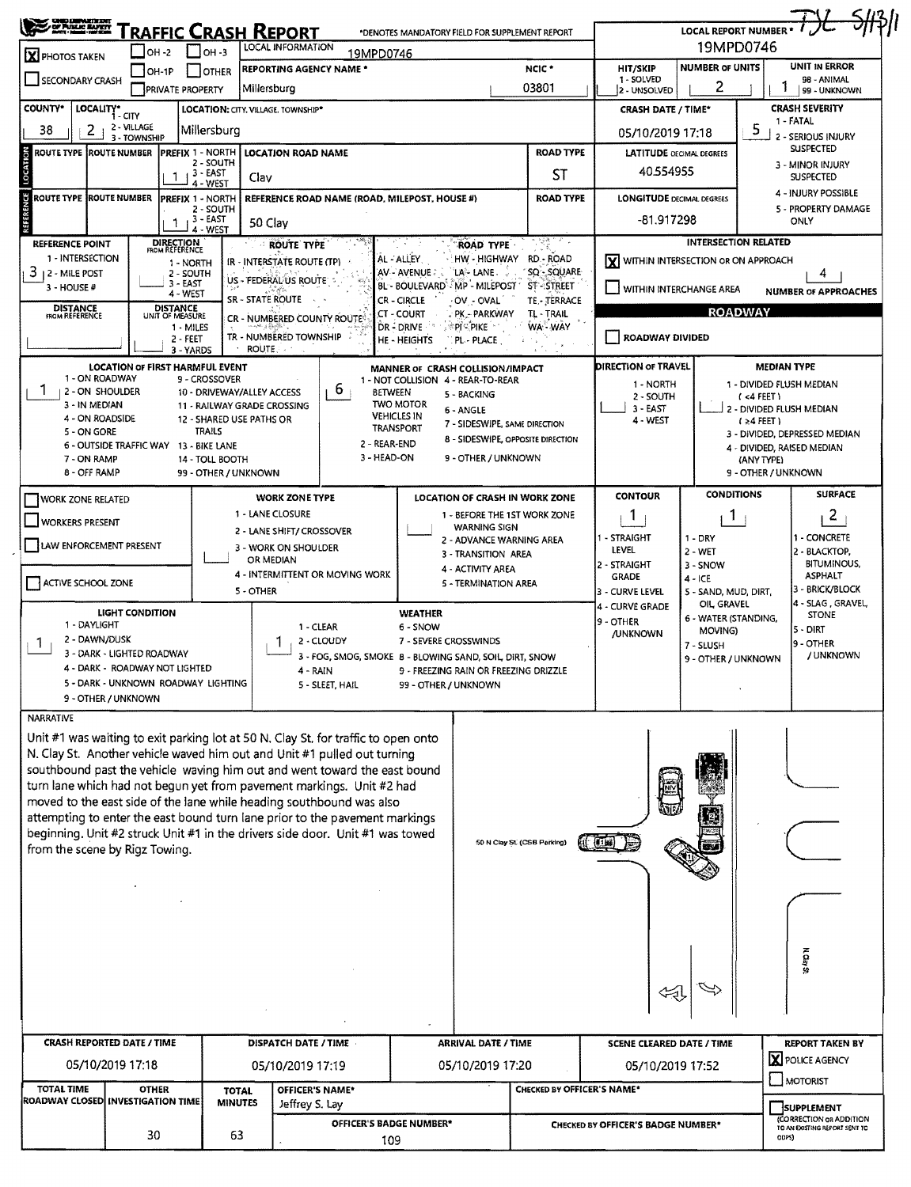# TRAFFIC CRASH REPORT

*DENOTES MANDATORY FIELD FOR SUPPLEMENT REPORT

LOCAL REPORT NUMBER *: 19MPD0746 (handwritten: TJL 5/13/1)

| Field | Value |
|---|---|
| PHOTOS TAKEN | X |
| SECONDARY CRASH | |
| OH -2 / OH -3 / OH-1P / OTHER / PRIVATE PROPERTY | |
| LOCAL INFORMATION | 19MPD0746 |
| REPORTING AGENCY NAME * | Millersburg |
| NCIC * | 03801 |
| HIT/SKIP (1 - SOLVED, 2 - UNSOLVED) | |
| NUMBER OF UNITS | 2 |
| UNIT IN ERROR (98 - ANIMAL, 99 - UNKNOWN) | 1 |
| COUNTY* | 38 |
| LOCALITY* (1 - CITY, 2 - VILLAGE, 3 - TOWNSHIP) | 2 |
| LOCATION: CITY, VILLAGE, TOWNSHIP* | Millersburg |
| CRASH DATE / TIME* | 05/10/2019 17:18 |
| CRASH SEVERITY (1 - FATAL, 2 - SERIOUS INJURY SUSPECTED, 3 - MINOR INJURY SUSPECTED, 4 - INJURY POSSIBLE, 5 - PROPERTY DAMAGE ONLY) | 5 |

## Location

| ROUTE TYPE | ROUTE NUMBER | PREFIX (1 - NORTH, 2 - SOUTH, 3 - EAST, 4 - WEST) | LOCATION ROAD NAME | ROAD TYPE | LATITUDE DECIMAL DEGREES |
|---|---|---|---|---|---|
| | | 1 | Clay | ST | 40.554955 |

## Reference

| ROUTE TYPE | ROUTE NUMBER | PREFIX | REFERENCE ROAD NAME (ROAD, MILEPOST, HOUSE #) | ROAD TYPE | LONGITUDE DECIMAL DEGREES |
|---|---|---|---|---|---|
| | | 1 | 50 Clay | | -81.917298 |

| Field | Value |
|---|---|
| REFERENCE POINT (1 - INTERSECTION, 2 - MILE POST, 3 - HOUSE #) | 3 |
| DIRECTION FROM REFERENCE | |
| DISTANCE FROM REFERENCE | |
| DISTANCE UNIT OF MEASURE (1 - MILES, 2 - FEET, 3 - YARDS) | |

ROUTE TYPE: IR - INTERSTATE ROUTE (TP), US - FEDERAL US ROUTE, SR - STATE ROUTE, CR - NUMBERED COUNTY ROUTE, TR - NUMBERED TOWNSHIP ROUTE

ROAD TYPE: AL - ALLEY, AV - AVENUE, BL - BOULEVARD, CR - CIRCLE, CT - COURT, DR - DRIVE, HE - HEIGHTS, HW - HIGHWAY, LA - LANE, MP - MILEPOST, OV - OVAL, PK - PARKWAY, PI - PIKE, PL - PLACE, RD - ROAD, SQ - SQUARE, ST - STREET, TE - TERRACE, TL - TRAIL, WA - WAY

## Intersection Related

- [X] WITHIN INTERSECTION OR ON APPROACH
- [ ] WITHIN INTERCHANGE AREA
- NUMBER OF APPROACHES: 4

## Roadway

- [ ] ROADWAY DIVIDED

| Field | Value |
|---|---|
| LOCATION OF FIRST HARMFUL EVENT | 1 |
| MANNER OF CRASH COLLISION/IMPACT | 6 |
| DIRECTION OF TRAVEL | |
| MEDIAN TYPE | |

LOCATION OF FIRST HARMFUL EVENT: 1 - ON ROADWAY, 2 - ON SHOULDER, 3 - IN MEDIAN, 4 - ON ROADSIDE, 5 - ON GORE, 6 - OUTSIDE TRAFFIC WAY, 7 - ON RAMP, 8 - OFF RAMP, 9 - CROSSOVER, 10 - DRIVEWAY/ALLEY ACCESS, 11 - RAILWAY GRADE CROSSING, 12 - SHARED USE PATHS OR TRAILS, 13 - BIKE LANE, 14 - TOLL BOOTH, 99 - OTHER / UNKNOWN

MANNER OF CRASH COLLISION/IMPACT: 1 - NOT COLLISION BETWEEN TWO MOTOR VEHICLES IN TRANSPORT, 2 - REAR-END, 3 - HEAD-ON, 4 - REAR-TO-REAR, 5 - BACKING, 6 - ANGLE, 7 - SIDESWIPE, SAME DIRECTION, 8 - SIDESWIPE, OPPOSITE DIRECTION, 9 - OTHER / UNKNOWN

DIRECTION OF TRAVEL: 1 - NORTH, 2 - SOUTH, 3 - EAST, 4 - WEST

MEDIAN TYPE: 1 - DIVIDED FLUSH MEDIAN (<4 FEET), 2 - DIVIDED FLUSH MEDIAN (≥4 FEET), 3 - DIVIDED, DEPRESSED MEDIAN, 4 - DIVIDED, RAISED MEDIAN (ANY TYPE), 9 - OTHER / UNKNOWN

## Work Zone

- [ ] WORK ZONE RELATED
- [ ] WORKERS PRESENT
- [ ] LAW ENFORCEMENT PRESENT
- [ ] ACTIVE SCHOOL ZONE

WORK ZONE TYPE: 1 - LANE CLOSURE, 2 - LANE SHIFT/ CROSSOVER, 3 - WORK ON SHOULDER OR MEDIAN, 4 - INTERMITTENT OR MOVING WORK, 5 - OTHER

LOCATION OF CRASH IN WORK ZONE: 1 - BEFORE THE 1ST WORK ZONE WARNING SIGN, 2 - ADVANCE WARNING AREA, 3 - TRANSITION AREA, 4 - ACTIVITY AREA, 5 - TERMINATION AREA

| Field | Value |
|---|---|
| CONTOUR | 1 |
| CONDITIONS | 1 |
| SURFACE | 2 |
| LIGHT CONDITION | 1 |
| WEATHER | 1 |

CONTOUR: 1 - STRAIGHT LEVEL, 2 - STRAIGHT GRADE, 3 - CURVE LEVEL, 4 - CURVE GRADE, 9 - OTHER /UNKNOWN

CONDITIONS: 1 - DRY, 2 - WET, 3 - SNOW, 4 - ICE, 5 - SAND, MUD, DIRT, OIL, GRAVEL, 6 - WATER (STANDING, MOVING), 7 - SLUSH, 9 - OTHER / UNKNOWN

SURFACE: 1 - CONCRETE, 2 - BLACKTOP, BITUMINOUS, ASPHALT, 3 - BRICK/BLOCK, 4 - SLAG, GRAVEL, STONE, 5 - DIRT, 9 - OTHER / UNKNOWN

LIGHT CONDITION: 1 - DAYLIGHT, 2 - DAWN/DUSK, 3 - DARK - LIGHTED ROADWAY, 4 - DARK - ROADWAY NOT LIGHTED, 5 - DARK - UNKNOWN ROADWAY LIGHTING, 9 - OTHER / UNKNOWN

WEATHER: 1 - CLEAR, 2 - CLOUDY, 3 - FOG, SMOG, SMOKE, 4 - RAIN, 5 - SLEET, HAIL, 6 - SNOW, 7 - SEVERE CROSSWINDS, 8 - BLOWING SAND, SOIL, DIRT, SNOW, 9 - FREEZING RAIN OR FREEZING DRIZZLE, 99 - OTHER / UNKNOWN

## Narrative

Unit #1 was waiting to exit parking lot at 50 N. Clay St. for traffic to open onto N. Clay St. Another vehicle waved him out and Unit #1 pulled out turning southbound past the vehicle waving him out and went toward the east bound turn lane which had not begun yet from pavement markings. Unit #2 had moved to the east side of the lane while heading southbound was also attempting to enter the east bound turn lane prior to the pavement markings beginning. Unit #2 struck Unit #1 in the drivers side door. Unit #1 was towed from the scene by Rigz Towing.

Diagram labels: 50 N Clay St. (CSB Parking); N Clay St.

| CRASH REPORTED DATE / TIME | DISPATCH DATE / TIME | ARRIVAL DATE / TIME | SCENE CLEARED DATE / TIME | REPORT TAKEN BY |
|---|---|---|---|---|
| 05/10/2019 17:18 | 05/10/2019 17:19 | 05/10/2019 17:20 | 05/10/2019 17:52 | [X] POLICE AGENCY [ ] MOTORIST |

| TOTAL TIME ROADWAY CLOSED | OTHER INVESTIGATION TIME | TOTAL MINUTES | OFFICER'S NAME* | OFFICER'S BADGE NUMBER* | CHECKED BY OFFICER'S NAME* | CHECKED BY OFFICER'S BADGE NUMBER* | SUPPLEMENT (CORRECTION OR ADDITION TO AN EXISTING REPORT SENT TO ODPS) |
|---|---|---|---|---|---|---|---|
| | 30 | 63 | Jeffrey S. Lay | 109 | | | [ ] |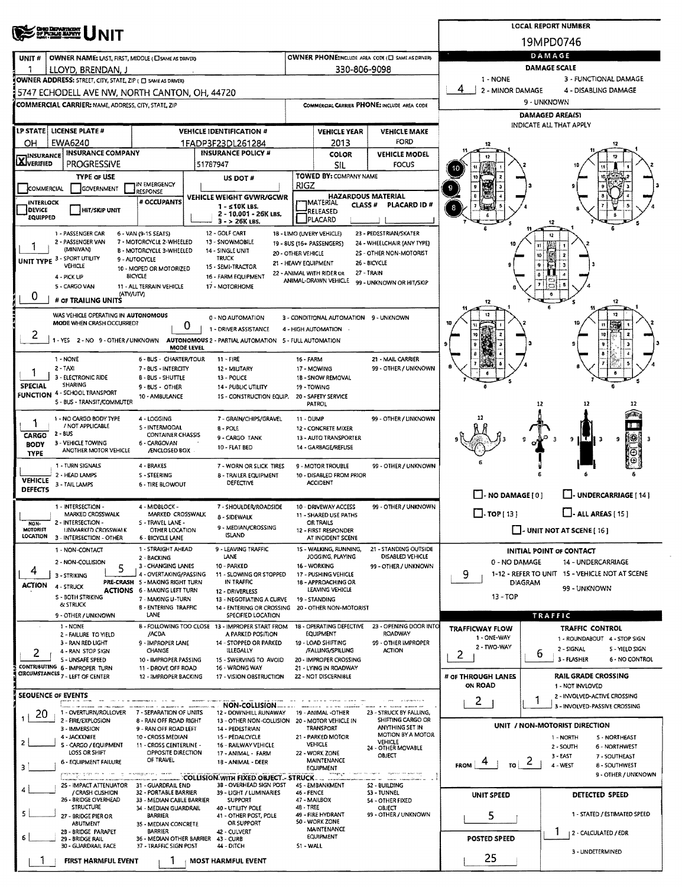# UNIT

**LOCAL REPORT NUMBER:** 19MPD0746

| UNIT # | OWNER NAME: LAST, FIRST, MIDDLE (☐ SAME AS DRIVER) | OWNER PHONE: INCLUDE AREA CODE (☐ SAME AS DRIVER) |
|---|---|---|
| 1 | LLOYD, BRENDAN, J | 330-806-9098 |

**OWNER ADDRESS:** STREET, CITY, STATE, ZIP (☐ SAME AS DRIVER)
5747 ECHODELL AVE NW, NORTH CANTON, OH, 44720

**COMMERCIAL CARRIER:** NAME, ADDRESS, CITY, STATE, ZIP — **COMMERCIAL CARRIER PHONE:** INCLUDE AREA CODE

| LP STATE | LICENSE PLATE # | VEHICLE IDENTIFICATION # | VEHICLE YEAR | VEHICLE MAKE |
|---|---|---|---|---|
| OH | EWA6240 | 1FADP3F23DL261284 | 2013 | FORD |

| INSURANCE | INSURANCE COMPANY | INSURANCE POLICY # | COLOR | VEHICLE MODEL |
|---|---|---|---|---|
| X VERIFIED | PROGRESSIVE | 51787947 | SIL | FOCUS |

**TYPE OF USE:** ☐ COMMERCIAL ☐ GOVERNMENT ☐ IN EMERGENCY RESPONSE
**US DOT #:**
**TOWED BY:** COMPANY NAME: RIGZ
**INTERLOCK DEVICE EQUIPPED** ☐ **HIT/SKIP UNIT** — **# OCCUPANTS:**
**VEHICLE WEIGHT GVWR/GCWR:** 1 - ≤10K LBS. 2 - 10,001 - 26K LBS. 3 - > 26K LBS.
**HAZARDOUS MATERIAL:** ☐ MATERIAL RELEASED ☐ PLACARD — CLASS # — PLACARD ID #

**UNIT TYPE:** 1
1 - PASSENGER CAR, 2 - PASSENGER VAN (MINIVAN), 3 - SPORT UTILITY VEHICLE, 4 - PICK UP, 5 - CARGO VAN, 6 - VAN (9-15 SEATS), 7 - MOTORCYCLE 2-WHEELED, 8 - MOTORCYCLE 3-WHEELED, 9 - AUTOCYCLE, 10 - MOPED OR MOTORIZED BICYCLE, 11 - ALL TERRAIN VEHICLE (ATV/UTV), 12 - GOLF CART, 13 - SNOWMOBILE, 14 - SINGLE UNIT TRUCK, 15 - SEMI-TRACTOR, 16 - FARM EQUIPMENT, 17 - MOTORHOME, 18 - LIMO (LIVERY VEHICLE), 19 - BUS (16+ PASSENGERS), 20 - OTHER VEHICLE, 21 - HEAVY EQUIPMENT, 22 - ANIMAL WITH RIDER OR ANIMAL-DRAWN VEHICLE, 23 - PEDESTRIAN/SKATER, 24 - WHEELCHAIR (ANY TYPE), 25 - OTHER NON-MOTORIST, 26 - BICYCLE, 27 - TRAIN, 99 - UNKNOWN OR HIT/SKIP

**# OF TRAILING UNITS:** 0

**WAS VEHICLE OPERATING IN AUTONOMOUS MODE WHEN CRASH OCCURRED?** 2
1 - YES 2 - NO 9 - OTHER / UNKNOWN
**AUTONOMOUS MODE LEVEL:** 0
0 - NO AUTOMATION, 1 - DRIVER ASSISTANCE, 2 - PARTIAL AUTOMATION, 3 - CONDITIONAL AUTOMATION, 4 - HIGH AUTOMATION, 5 - FULL AUTOMATION, 9 - UNKNOWN

**SPECIAL FUNCTION:** 1
1 - NONE, 2 - TAXI, 3 - ELECTRONIC RIDE SHARING, 4 - SCHOOL TRANSPORT, 5 - BUS - TRANSIT/COMMUTER, 6 - BUS - CHARTER/TOUR, 7 - BUS - INTERCITY, 8 - BUS - SHUTTLE, 9 - BUS - OTHER, 10 - AMBULANCE, 11 - FIRE, 12 - MILITARY, 13 - POLICE, 14 - PUBLIC UTILITY, 15 - CONSTRUCTION EQUIP., 16 - FARM, 17 - MOWING, 18 - SNOW REMOVAL, 19 - TOWING, 20 - SAFETY SERVICE PATROL, 21 - MAIL CARRIER, 99 - OTHER / UNKNOWN

**CARGO BODY TYPE:** 1
1 - NO CARGO BODY TYPE / NOT APPLICABLE, 2 - BUS, 3 - VEHICLE TOWING ANOTHER MOTOR VEHICLE, 4 - LOGGING, 5 - INTERMODAL CONTAINER CHASSIS, 6 - CARGOVAN /ENCLOSED BOX, 7 - GRAIN/CHIPS/GRAVEL, 8 - POLE, 9 - CARGO TANK, 10 - FLAT BED, 11 - DUMP, 12 - CONCRETE MIXER, 13 - AUTO TRANSPORTER, 14 - GARBAGE/REFUSE, 99 - OTHER / UNKNOWN

**VEHICLE DEFECTS:**
1 - TURN SIGNALS, 2 - HEAD LAMPS, 3 - TAIL LAMPS, 4 - BRAKES, 5 - STEERING, 6 - TIRE BLOWOUT, 7 - WORN OR SLICK TIRES, 8 - TRAILER EQUIPMENT DEFECTIVE, 9 - MOTOR TROUBLE, 10 - DISABLED FROM PRIOR ACCIDENT, 99 - OTHER / UNKNOWN

**NON-MOTORIST LOCATION:**
1 - INTERSECTION - MARKED CROSSWALK, 2 - INTERSECTION - UNMARKED CROSSWALK, 3 - INTERSECTION - OTHER, 4 - MIDBLOCK - MARKED CROSSWALK, 5 - TRAVEL LANE - OTHER LOCATION, 6 - BICYCLE LANE, 7 - SHOULDER/ROADSIDE, 8 - SIDEWALK, 9 - MEDIAN/CROSSING ISLAND, 10 - DRIVEWAY ACCESS, 11 - SHARED USE PATHS OR TRAILS, 12 - FIRST RESPONDER AT INCIDENT SCENE, 99 - OTHER / UNKNOWN

**ACTION:** 4
1 - NON-CONTACT, 2 - NON-COLLISION, 3 - STRIKING, 4 - STRUCK, 5 - BOTH STRIKING & STRUCK, 9 - OTHER / UNKNOWN

**PRE-CRASH ACTIONS:** 5
1 - STRAIGHT AHEAD, 2 - BACKING, 3 - CHANGING LANES, 4 - OVERTAKING/PASSING, 5 - MAKING RIGHT TURN, 6 - MAKING LEFT TURN, 7 - MAKING U-TURN, 8 - ENTERING TRAFFIC LANE, 9 - LEAVING TRAFFIC LANE, 10 - PARKED, 11 - SLOWING OR STOPPED IN TRAFFIC, 12 - DRIVERLESS, 13 - NEGOTIATING A CURVE, 14 - ENTERING OR CROSSING SPECIFIED LOCATION, 15 - WALKING, RUNNING, JOGGING, PLAYING, 16 - WORKING, 17 - PUSHING VEHICLE, 18 - APPROACHING OR LEAVING VEHICLE, 19 - STANDING, 20 - OTHER NON-MOTORIST, 21 - STANDING OUTSIDE DISABLED VEHICLE, 99 - OTHER / UNKNOWN

**CONTRIBUTING CIRCUMSTANCES:** 2
1 - NONE, 2 - FAILURE TO YIELD, 3 - RAN RED LIGHT, 4 - RAN STOP SIGN, 5 - UNSAFE SPEED, 6 - IMPROPER TURN, 7 - LEFT OF CENTER, 8 - FOLLOWING TOO CLOSE /ACDA, 9 - IMPROPER LANE CHANGE, 10 - IMPROPER PASSING, 11 - DROVE OFF ROAD, 12 - IMPROPER BACKING, 13 - IMPROPER START FROM A PARKED POSITION, 14 - STOPPED OR PARKED ILLEGALLY, 15 - SWERVING TO AVOID, 16 - WRONG WAY, 17 - VISION OBSTRUCTION, 18 - OPERATING DEFECTIVE EQUIPMENT, 19 - LOAD SHIFTING /FALLING/SPILLING, 20 - IMPROPER CROSSING, 21 - LYING IN ROADWAY, 22 - NOT DISCERNIBLE, 23 - OPENING DOOR INTO ROADWAY, 99 - OTHER IMPROPER ACTION

## SEQUENCE OF EVENTS

| # | Event |
|---|---|
| 1 | 20 |
| 2 | |
| 3 | |
| 4 | |
| 5 | |
| 6 | |

**NON-COLLISION:** 1 - OVERTURN/ROLLOVER, 2 - FIRE/EXPLOSION, 3 - IMMERSION, 4 - JACKKNIFE, 5 - CARGO / EQUIPMENT LOSS OR SHIFT, 6 - EQUIPMENT FAILURE, 7 - SEPARATION OF UNITS, 8 - RAN OFF ROAD RIGHT, 9 - RAN OFF ROAD LEFT, 10 - CROSS MEDIAN, 11 - CROSS CENTERLINE - OPPOSITE DIRECTION OF TRAVEL, 12 - DOWNHILL RUNAWAY, 13 - OTHER NON-COLLISION, 14 - PEDESTRIAN, 15 - PEDALCYCLE, 16 - RAILWAY VEHICLE, 17 - ANIMAL - FARM, 18 - ANIMAL - DEER, 19 - ANIMAL -OTHER, 20 - MOTOR VEHICLE IN TRANSPORT, 21 - PARKED MOTOR VEHICLE, 22 - WORK ZONE MAINTENANCE EQUIPMENT, 23 - STRUCK BY FALLING, SHIFTING CARGO OR ANYTHING SET IN MOTION BY A MOTOR VEHICLE, 24 - OTHER MOVABLE OBJECT

**COLLISION WITH FIXED OBJECT - STRUCK:** 25 - IMPACT ATTENUATOR / CRASH CUSHION, 26 - BRIDGE OVERHEAD STRUCTURE, 27 - BRIDGE PIER OR ABUTMENT, 28 - BRIDGE PARAPET, 29 - BRIDGE RAIL, 30 - GUARDRAIL FACE, 31 - GUARDRAIL END, 32 - PORTABLE BARRIER, 33 - MEDIAN CABLE BARRIER, 34 - MEDIAN GUARDRAIL BARRIER, 35 - MEDIAN CONCRETE BARRIER, 36 - MEDIAN OTHER BARRIER, 37 - TRAFFIC SIGN POST, 38 - OVERHEAD SIGN POST, 39 - LIGHT / LUMINARIES SUPPORT, 40 - UTILITY POLE, 41 - OTHER POST, POLE OR SUPPORT, 42 - CULVERT, 43 - CURB, 44 - DITCH, 45 - EMBANKMENT, 46 - FENCE, 47 - MAILBOX, 48 - TREE, 49 - FIRE HYDRANT, 50 - WORK ZONE MAINTENANCE EQUIPMENT, 51 - WALL, 52 - BUILDING, 53 - TUNNEL, 54 - OTHER FIXED OBJECT, 99 - OTHER / UNKNOWN

**FIRST HARMFUL EVENT:** 1 — **MOST HARMFUL EVENT:** 1

## DAMAGE

**DAMAGE SCALE:** 4
1 - NONE, 2 - MINOR DAMAGE, 3 - FUNCTIONAL DAMAGE, 4 - DISABLING DAMAGE, 9 - UNKNOWN

**DAMAGED AREA(S):** INDICATE ALL THAT APPLY — 8, 9, 10

☐ - NO DAMAGE [0] ☐ - UNDERCARRIAGE [14] ☐ - TOP [13] ☐ - ALL AREAS [15] ☐ - UNIT NOT AT SCENE [16]

**INITIAL POINT OF CONTACT:** 9
0 - NO DAMAGE, 1-12 - REFER TO UNIT DIAGRAM, 13 - TOP, 14 - UNDERCARRIAGE, 15 - VEHICLE NOT AT SCENE, 99 - UNKNOWN

## TRAFFIC

**TRAFFICWAY FLOW:** 2 (1 - ONE-WAY, 2 - TWO-WAY)
**TRAFFIC CONTROL:** 6 (1 - ROUNDABOUT, 2 - SIGNAL, 3 - FLASHER, 4 - STOP SIGN, 5 - YIELD SIGN, 6 - NO CONTROL)
**# OF THROUGH LANES ON ROAD:** 2
**RAIL GRADE CROSSING:** 1 (1 - NOT INVOLVED, 2 - INVOLVED-ACTIVE CROSSING, 3 - INVOLVED-PASSIVE CROSSING)

**UNIT / NON-MOTORIST DIRECTION:** FROM 4 TO 2
1 - NORTH, 2 - SOUTH, 3 - EAST, 4 - WEST, 5 - NORTHEAST, 6 - NORTHWEST, 7 - SOUTHEAST, 8 - SOUTHWEST, 9 - OTHER / UNKNOWN

**UNIT SPEED:** 5
**DETECTED SPEED:** 1 (1 - STATED / ESTIMATED SPEED, 2 - CALCULATED / EDR, 3 - UNDETERMINED)
**POSTED SPEED:** 25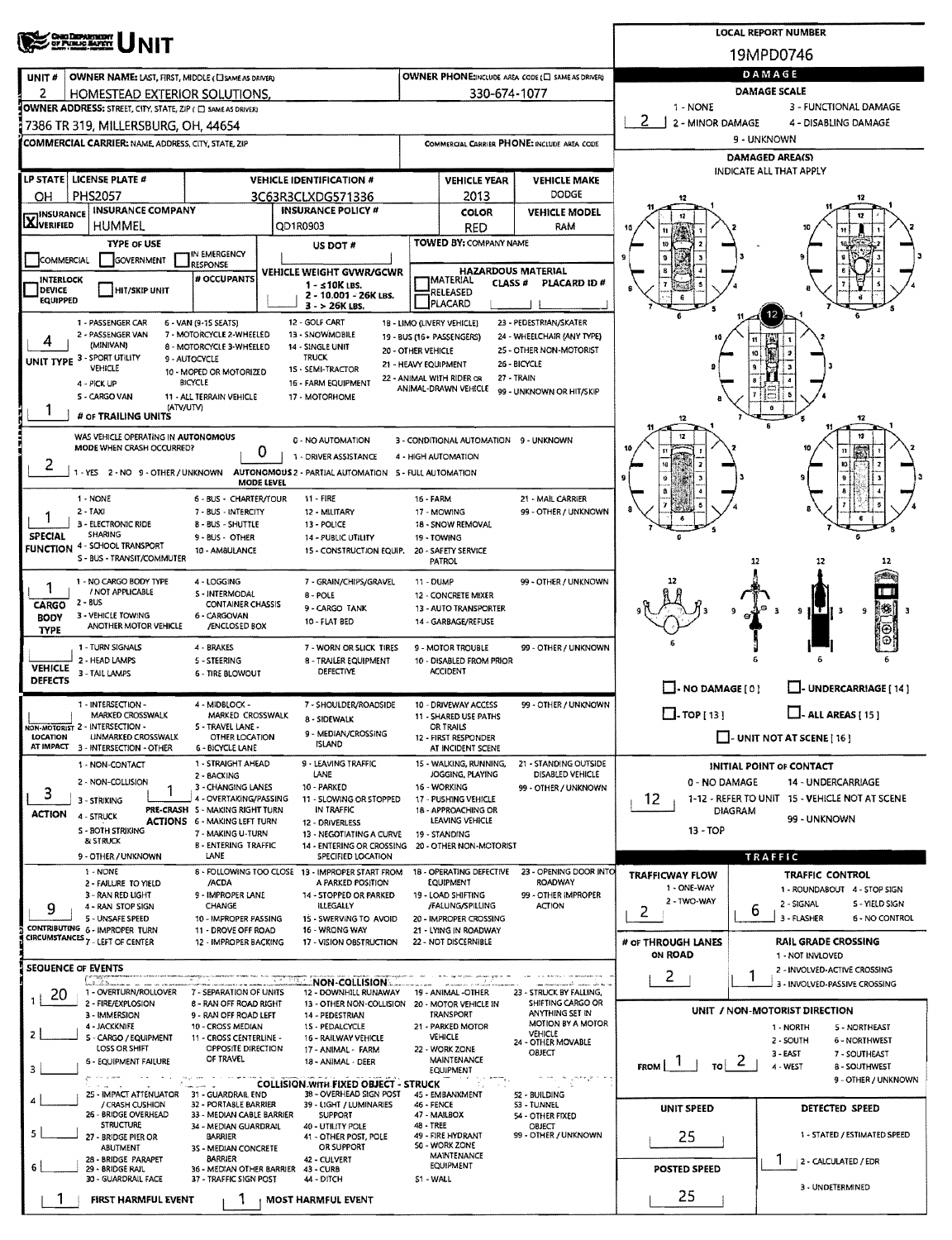# UNIT

**LOCAL REPORT NUMBER:** 19MPD0746

| UNIT # | OWNER NAME: LAST, FIRST, MIDDLE (☐ SAME AS DRIVER) | OWNER PHONE: INCLUDE AREA CODE (☐ SAME AS DRIVER) |
|---|---|---|
| 2 | HOMESTEAD EXTERIOR SOLUTIONS, | 330-674-1077 |

**OWNER ADDRESS:** STREET, CITY, STATE, ZIP (☐ SAME AS DRIVER)
7386 TR 319, MILLERSBURG, OH, 44654

**COMMERCIAL CARRIER:** NAME, ADDRESS, CITY, STATE, ZIP | **COMMERCIAL CARRIER PHONE:** INCLUDE AREA CODE

| LP STATE | LICENSE PLATE # | VEHICLE IDENTIFICATION # | VEHICLE YEAR | VEHICLE MAKE |
|---|---|---|---|---|
| OH | PHS2057 | 3C63R3CLXDG571336 | 2013 | DODGE |

| INSURANCE ☒ VERIFIED | INSURANCE COMPANY | INSURANCE POLICY # | COLOR | VEHICLE MODEL |
|---|---|---|---|---|
| | HUMMEL | QD1R0903 | RED | RAM |

**TYPE OF USE:** ☐ COMMERCIAL ☐ GOVERNMENT ☐ IN EMERGENCY RESPONSE
**US DOT #:**
**TOWED BY:** COMPANY NAME
☐ INTERLOCK DEVICE EQUIPPED ☐ HIT/SKIP UNIT
**# OCCUPANTS:**
**VEHICLE WEIGHT GVWR/GCWR:** 1 - ≤10K LBS. 2 - 10.001 - 26K LBS. 3 - > 26K LBS.
**HAZARDOUS MATERIAL:** ☐ MATERIAL RELEASED ☐ PLACARD | CLASS # | PLACARD ID #

**UNIT TYPE:** 4
1 - PASSENGER CAR; 2 - PASSENGER VAN (MINIVAN); 3 - SPORT UTILITY VEHICLE; 4 - PICK UP; 5 - CARGO VAN (ATV/UTV); 6 - VAN (9-15 SEATS); 7 - MOTORCYCLE 2-WHEELED; 8 - MOTORCYCLE 3-WHEELED; 9 - AUTOCYCLE; 10 - MOPED OR MOTORIZED BICYCLE; 11 - ALL TERRAIN VEHICLE; 12 - GOLF CART; 13 - SNOWMOBILE; 14 - SINGLE UNIT TRUCK; 15 - SEMI-TRACTOR; 16 - FARM EQUIPMENT; 17 - MOTORHOME; 18 - LIMO (LIVERY VEHICLE); 19 - BUS (16+ PASSENGERS); 20 - OTHER VEHICLE; 21 - HEAVY EQUIPMENT; 22 - ANIMAL WITH RIDER OR ANIMAL-DRAWN VEHICLE; 23 - PEDESTRIAN/SKATER; 24 - WHEELCHAIR (ANY TYPE); 25 - OTHER NON-MOTORIST; 26 - BICYCLE; 27 - TRAIN; 99 - UNKNOWN OR HIT/SKIP

**# OF TRAILING UNITS:** 1

**WAS VEHICLE OPERATING IN AUTONOMOUS MODE WHEN CRASH OCCURRED?** 2
1 - YES 2 - NO 9 - OTHER / UNKNOWN

**AUTONOMOUS MODE LEVEL:** 0
0 - NO AUTOMATION; 1 - DRIVER ASSISTANCE; 2 - PARTIAL AUTOMATION; 3 - CONDITIONAL AUTOMATION; 4 - HIGH AUTOMATION; 5 - FULL AUTOMATION; 9 - UNKNOWN

**SPECIAL FUNCTION:** 1
1 - NONE; 2 - TAXI; 3 - ELECTRONIC RIDE SHARING; 4 - SCHOOL TRANSPORT; 5 - BUS - TRANSIT/COMMUTER; 6 - BUS - CHARTER/TOUR; 7 - BUS - INTERCITY; 8 - BUS - SHUTTLE; 9 - BUS - OTHER; 10 - AMBULANCE; 11 - FIRE; 12 - MILITARY; 13 - POLICE; 14 - PUBLIC UTILITY; 15 - CONSTRUCTION EQUIP.; 16 - FARM; 17 - MOWING; 18 - SNOW REMOVAL; 19 - TOWING; 20 - SAFETY SERVICE PATROL; 21 - MAIL CARRIER; 99 - OTHER / UNKNOWN

**CARGO BODY TYPE:** 1
1 - NO CARGO BODY TYPE / NOT APPLICABLE; 2 - BUS; 3 - VEHICLE TOWING ANOTHER MOTOR VEHICLE; 4 - LOGGING; 5 - INTERMODAL CONTAINER CHASSIS; 6 - CARGOVAN /ENCLOSED BOX; 7 - GRAIN/CHIPS/GRAVEL; 8 - POLE; 9 - CARGO TANK; 10 - FLAT BED; 11 - DUMP; 12 - CONCRETE MIXER; 13 - AUTO TRANSPORTER; 14 - GARBAGE/REFUSE; 99 - OTHER / UNKNOWN

**VEHICLE DEFECTS:**
1 - TURN SIGNALS; 2 - HEAD LAMPS; 3 - TAIL LAMPS; 4 - BRAKES; 5 - STEERING; 6 - TIRE BLOWOUT; 7 - WORN OR SLICK TIRES; 8 - TRAILER EQUIPMENT DEFECTIVE; 9 - MOTOR TROUBLE; 10 - DISABLED FROM PRIOR ACCIDENT; 99 - OTHER / UNKNOWN

**NON-MOTORIST LOCATION AT IMPACT:**
1 - INTERSECTION - MARKED CROSSWALK; 2 - INTERSECTION - UNMARKED CROSSWALK; 3 - INTERSECTION - OTHER; 4 - MIDBLOCK - MARKED CROSSWALK; 5 - TRAVEL LANE - OTHER LOCATION; 6 - BICYCLE LANE; 7 - SHOULDER/ROADSIDE; 8 - SIDEWALK; 9 - MEDIAN/CROSSING ISLAND; 10 - DRIVEWAY ACCESS; 11 - SHARED USE PATHS OR TRAILS; 12 - FIRST RESPONDER AT INCIDENT SCENE; 99 - OTHER / UNKNOWN

**ACTION:** 3
1 - NON-CONTACT; 2 - NON-COLLISION; 3 - STRIKING; 4 - STRUCK; 5 - BOTH STRIKING & STRUCK; 9 - OTHER / UNKNOWN

**PRE-CRASH ACTIONS:** 1
1 - STRAIGHT AHEAD; 2 - BACKING; 3 - CHANGING LANES; 4 - OVERTAKING/PASSING; 5 - MAKING RIGHT TURN; 6 - MAKING LEFT TURN; 7 - MAKING U-TURN; 8 - ENTERING TRAFFIC LANE; 9 - LEAVING TRAFFIC LANE; 10 - PARKED; 11 - SLOWING OR STOPPED IN TRAFFIC; 12 - DRIVERLESS; 13 - NEGOTIATING A CURVE; 14 - ENTERING OR CROSSING SPECIFIED LOCATION; 15 - WALKING, RUNNING, JOGGING, PLAYING; 16 - WORKING; 17 - PUSHING VEHICLE; 18 - APPROACHING OR LEAVING VEHICLE; 19 - STANDING; 20 - OTHER NON-MOTORIST; 21 - STANDING OUTSIDE DISABLED VEHICLE; 99 - OTHER / UNKNOWN

**CONTRIBUTING CIRCUMSTANCES:** 9
1 - NONE; 2 - FAILURE TO YIELD; 3 - RAN RED LIGHT; 4 - RAN STOP SIGN; 5 - UNSAFE SPEED; 6 - IMPROPER TURN; 7 - LEFT OF CENTER; 8 - FOLLOWING TOO CLOSE /ACDA; 9 - IMPROPER LANE CHANGE; 10 - IMPROPER PASSING; 11 - DROVE OFF ROAD; 12 - IMPROPER BACKING; 13 - IMPROPER START FROM A PARKED POSITION; 14 - STOPPED OR PARKED ILLEGALLY; 15 - SWERVING TO AVOID; 16 - WRONG WAY; 17 - VISION OBSTRUCTION; 18 - OPERATING DEFECTIVE EQUIPMENT; 19 - LOAD SHIFTING /FALLING/SPILLING; 20 - IMPROPER CROSSING; 21 - LYING IN ROADWAY; 22 - NOT DISCERNIBLE; 23 - OPENING DOOR INTO ROADWAY; 99 - OTHER IMPROPER ACTION

## SEQUENCE OF EVENTS

1: 20
2:
3:
4:
5:
6:

**NON-COLLISION:** 1 - OVERTURN/ROLLOVER; 2 - FIRE/EXPLOSION; 3 - IMMERSION; 4 - JACKKNIFE; 5 - CARGO / EQUIPMENT LOSS OR SHIFT; 6 - EQUIPMENT FAILURE; 7 - SEPARATION OF UNITS; 8 - RAN OFF ROAD RIGHT; 9 - RAN OFF ROAD LEFT; 10 - CROSS MEDIAN; 11 - CROSS CENTERLINE - OPPOSITE DIRECTION OF TRAVEL; 12 - DOWNHILL RUNAWAY; 13 - OTHER NON-COLLISION; 14 - PEDESTRIAN; 15 - PEDALCYCLE; 16 - RAILWAY VEHICLE; 17 - ANIMAL - FARM; 18 - ANIMAL - DEER; 19 - ANIMAL -OTHER; 20 - MOTOR VEHICLE IN TRANSPORT; 21 - PARKED MOTOR VEHICLE; 22 - WORK ZONE MAINTENANCE EQUIPMENT; 23 - STRUCK BY FALLING, SHIFTING CARGO OR ANYTHING SET IN MOTION BY A MOTOR VEHICLE; 24 - OTHER MOVABLE OBJECT

**COLLISION WITH FIXED OBJECT - STRUCK:** 25 - IMPACT ATTENUATOR / CRASH CUSHION; 26 - BRIDGE OVERHEAD STRUCTURE; 27 - BRIDGE PIER OR ABUTMENT; 28 - BRIDGE PARAPET; 29 - BRIDGE RAIL; 30 - GUARDRAIL FACE; 31 - GUARDRAIL END; 32 - PORTABLE BARRIER; 33 - MEDIAN CABLE BARRIER; 34 - MEDIAN GUARDRAIL BARRIER; 35 - MEDIAN CONCRETE BARRIER; 36 - MEDIAN OTHER BARRIER; 37 - TRAFFIC SIGN POST; 38 - OVERHEAD SIGN POST; 39 - LIGHT / LUMINARIES SUPPORT; 40 - UTILITY POLE; 41 - OTHER POST, POLE OR SUPPORT; 42 - CULVERT; 43 - CURB; 44 - DITCH; 45 - EMBANKMENT; 46 - FENCE; 47 - MAILBOX; 48 - TREE; 49 - FIRE HYDRANT; 50 - WORK ZONE MAINTENANCE EQUIPMENT; 51 - WALL; 52 - BUILDING; 53 - TUNNEL; 54 - OTHER FIXED OBJECT; 99 - OTHER / UNKNOWN

**FIRST HARMFUL EVENT:** 1 **MOST HARMFUL EVENT:** 1

## DAMAGE

**DAMAGE SCALE:** 2
1 - NONE; 2 - MINOR DAMAGE; 3 - FUNCTIONAL DAMAGE; 4 - DISABLING DAMAGE; 9 - UNKNOWN

**DAMAGED AREA(S)** — INDICATE ALL THAT APPLY: 12

☐ - NO DAMAGE [0] ☐ - UNDERCARRIAGE [14] ☐ - TOP [13] ☐ - ALL AREAS [15] ☐ - UNIT NOT AT SCENE [16]

**INITIAL POINT OF CONTACT:** 12
0 - NO DAMAGE; 1-12 - REFER TO UNIT DIAGRAM; 13 - TOP; 14 - UNDERCARRIAGE; 15 - VEHICLE NOT AT SCENE; 99 - UNKNOWN

## TRAFFIC

**TRAFFICWAY FLOW:** 2
1 - ONE-WAY; 2 - TWO-WAY

**TRAFFIC CONTROL:** 6
1 - ROUNDABOUT; 2 - SIGNAL; 3 - FLASHER; 4 - STOP SIGN; 5 - YIELD SIGN; 6 - NO CONTROL

**# OF THROUGH LANES ON ROAD:** 2

**RAIL GRADE CROSSING:** 1
1 - NOT INVOLVED; 2 - INVOLVED-ACTIVE CROSSING; 3 - INVOLVED-PASSIVE CROSSING

**UNIT / NON-MOTORIST DIRECTION:** FROM 1 TO 2
1 - NORTH; 2 - SOUTH; 3 - EAST; 4 - WEST; 5 - NORTHEAST; 6 - NORTHWEST; 7 - SOUTHEAST; 8 - SOUTHWEST; 9 - OTHER / UNKNOWN

**UNIT SPEED:** 25
**POSTED SPEED:** 25

**DETECTED SPEED:** 1
1 - STATED / ESTIMATED SPEED; 2 - CALCULATED / EDR; 3 - UNDETERMINED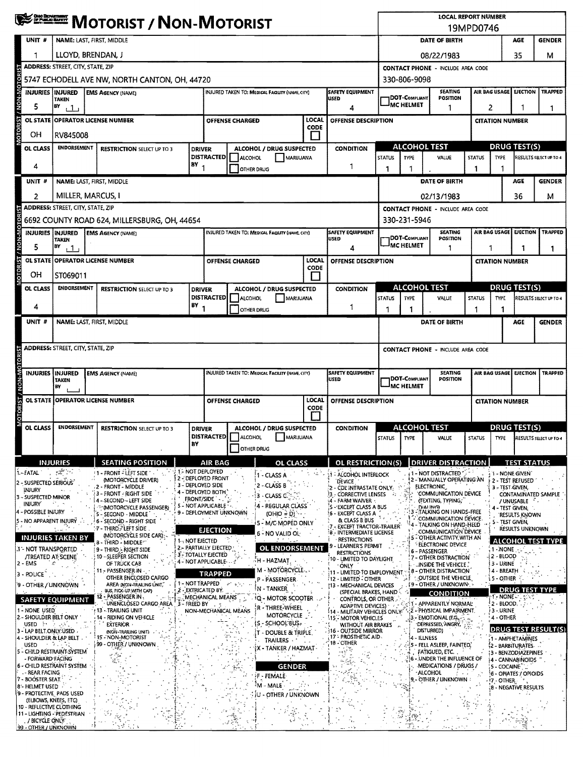# MOTORIST / NON-MOTORIST

**LOCAL REPORT NUMBER:** 19MPD0746

## Unit 1

| UNIT # | NAME: LAST, FIRST, MIDDLE | DATE OF BIRTH | AGE | GENDER |
|---|---|---|---|---|
| 1 | LLOYD, BRENDAN, J | 08/22/1983 | 35 | M |

**ADDRESS:** 5747 ECHODELL AVE NW, NORTH CANTON, OH, 44720
**CONTACT PHONE:** 330-806-9098

| INJURIES | INJURED TAKEN BY | EMS AGENCY (NAME) | INJURED TAKEN TO: MEDICAL FACILITY (NAME, CITY) | SAFETY EQUIPMENT USED | DOT-COMPLIANT MC HELMET | SEATING POSITION | AIR BAG USAGE | EJECTION | TRAPPED |
|---|---|---|---|---|---|---|---|---|---|
| 5 | 1 | | | 4 | | 1 | 2 | 1 | 1 |

| OL STATE | OPERATOR LICENSE NUMBER | OFFENSE CHARGED | LOCAL CODE | OFFENSE DESCRIPTION | CITATION NUMBER |
|---|---|---|---|---|---|
| OH | RV845008 | | | | |

| OL CLASS | ENDORSEMENT | RESTRICTION | DRIVER DISTRACTED BY | ALCOHOL / DRUG SUSPECTED | CONDITION | ALCOHOL TEST STATUS | TYPE | VALUE | DRUG TEST STATUS | TYPE | RESULTS |
|---|---|---|---|---|---|---|---|---|---|---|---|
| 4 | | | 1 | | 1 | 1 | 1 | | 1 | 1 | |

## Unit 2

| UNIT # | NAME: LAST, FIRST, MIDDLE | DATE OF BIRTH | AGE | GENDER |
|---|---|---|---|---|
| 2 | MILLER, MARCUS, I | 02/13/1983 | 36 | M |

**ADDRESS:** 6692 COUNTY ROAD 624, MILLERSBURG, OH, 44654
**CONTACT PHONE:** 330-231-5946

| INJURIES | INJURED TAKEN BY | EMS AGENCY (NAME) | INJURED TAKEN TO: MEDICAL FACILITY (NAME, CITY) | SAFETY EQUIPMENT USED | DOT-COMPLIANT MC HELMET | SEATING POSITION | AIR BAG USAGE | EJECTION | TRAPPED |
|---|---|---|---|---|---|---|---|---|---|
| 5 | 1 | | | 4 | | 1 | 1 | 1 | 1 |

| OL STATE | OPERATOR LICENSE NUMBER | OFFENSE CHARGED | LOCAL CODE | OFFENSE DESCRIPTION | CITATION NUMBER |
|---|---|---|---|---|---|
| OH | ST069011 | | | | |

| OL CLASS | ENDORSEMENT | RESTRICTION | DRIVER DISTRACTED BY | ALCOHOL / DRUG SUSPECTED | CONDITION | ALCOHOL TEST STATUS | TYPE | VALUE | DRUG TEST STATUS | TYPE | RESULTS |
|---|---|---|---|---|---|---|---|---|---|---|---|
| 4 | | | 1 | | 1 | 1 | 1 | | 1 | 1 | |

## Unit (blank)

| UNIT # | NAME: LAST, FIRST, MIDDLE | DATE OF BIRTH | AGE | GENDER |
|---|---|---|---|---|
| | | | | |

## Codes

**INJURIES**
1 - FATAL
2 - SUSPECTED SERIOUS INJURY
3 - SUSPECTED MINOR INJURY
4 - POSSIBLE INJURY
5 - NO APPARENT INJURY

**INJURIES TAKEN BY**
1 - NOT TRANSPORTED /TREATED AT SCENE
2 - EMS
3 - POLICE
9 - OTHER / UNKNOWN

**SAFETY EQUIPMENT**
1 - NONE USED
2 - SHOULDER BELT ONLY USED
3 - LAP BELT ONLY USED
4 - SHOULDER & LAP BELT USED
5 - CHILD RESTRAINT SYSTEM - FORWARD FACING
6 - CHILD RESTRAINT SYSTEM - REAR FACING
7 - BOOSTER SEAT
8 - HELMET USED
9 - PROTECTIVE PADS USED (ELBOWS, KNEES, ETC)
10 - REFLECTIVE CLOTHING
11 - LIGHTING - PEDESTRIAN / BICYCLE ONLY
99 - OTHER / UNKNOWN

**SEATING POSITION**
1 - FRONT - LEFT SIDE (MOTORCYCLE DRIVER)
2 - FRONT - MIDDLE
3 - FRONT - RIGHT SIDE
4 - SECOND - LEFT SIDE (MOTORCYCLE PASSENGER)
5 - SECOND - MIDDLE
6 - SECOND - RIGHT SIDE
7 - THIRD - LEFT SIDE (MOTORCYCLE SIDE CAR)
8 - THIRD - MIDDLE
9 - THIRD - RIGHT SIDE
10 - SLEEPER SECTION OF TRUCK CAB
11 - PASSENGER IN OTHER ENCLOSED CARGO AREA (NON-TRAILING UNIT, BUS, PICK-UP WITH CAP)
12 - PASSENGER IN UNENCLOSED CARGO AREA
13 - TRAILING UNIT
14 - RIDING ON VEHICLE EXTERIOR (NON-TRAILING UNIT)
15 - NON-MOTORIST
99 - OTHER / UNKNOWN

**AIR BAG**
1 - NOT DEPLOYED
2 - DEPLOYED FRONT
3 - DEPLOYED SIDE
4 - DEPLOYED BOTH FRONT/SIDE
5 - NOT APPLICABLE
9 - DEPLOYMENT UNKNOWN

**EJECTION**
1 - NOT EJECTED
2 - PARTIALLY EJECTED
3 - TOTALLY EJECTED
4 - NOT APPLICABLE

**TRAPPED**
1 - NOT TRAPPED
2 - EXTRICATED BY MECHANICAL MEANS
3 - FREED BY NON-MECHANICAL MEANS

**OL CLASS**
1 - CLASS A
2 - CLASS B
3 - CLASS C
4 - REGULAR CLASS (OHIO = D)
5 - M/C MOPED ONLY
6 - NO VALID OL

**OL ENDORSEMENT**
H - HAZMAT
M - MOTORCYCLE
P - PASSENGER
N - TANKER
Q - MOTOR SCOOTER
R - THREE-WHEEL MOTORCYCLE
S - SCHOOL BUS
T - DOUBLE & TRIPLE TRAILERS
X - TANKER / HAZMAT

**GENDER**
F - FEMALE
M - MALE
U - OTHER / UNKNOWN

**OL RESTRICTION(S)**
1 - ALCOHOL INTERLOCK DEVICE
2 - CDL INTRASTATE ONLY
3 - CORRECTIVE LENSES
4 - FARM WAIVER
5 - EXCEPT CLASS A BUS
6 - EXCEPT CLASS A & CLASS B BUS
7 - EXCEPT TRACTOR-TRAILER
8 - INTERMEDIATE LICENSE RESTRICTIONS
9 - LEARNER'S PERMIT RESTRICTIONS
10 - LIMITED TO DAYLIGHT ONLY
11 - LIMITED TO EMPLOYMENT
12 - LIMITED - OTHER
13 - MECHANICAL DEVICES (SPECIAL BRAKES, HAND CONTROLS, OR OTHER ADAPTIVE DEVICES)
14 - MILITARY VEHICLES ONLY
15 - MOTOR VEHICLES WITHOUT AIR BRAKES
16 - OUTSIDE MIRROR
17 - PROSTHETIC AID
18 - OTHER

**DRIVER DISTRACTION**
1 - NOT DISTRACTED
2 - MANUALLY OPERATING AN ELECTRONIC COMMUNICATION DEVICE (TEXTING, TYPING, DIALING)
3 - TALKING ON HANDS-FREE COMMUNICATION DEVICE
4 - TALKING ON HAND-HELD COMMUNICATION DEVICE
5 - OTHER ACTIVITY WITH AN ELECTRONIC DEVICE
6 - PASSENGER
7 - OTHER DISTRACTION INSIDE THE VEHICLE
8 - OTHER DISTRACTION OUTSIDE THE VEHICLE
9 - OTHER / UNKNOWN

**CONDITION**
1 - APPARENTLY NORMAL
2 - PHYSICAL IMPAIRMENT
3 - EMOTIONAL (E.G., DEPRESSED, ANGRY, DISTURBED)
4 - ILLNESS
5 - FELL ASLEEP, FAINTED, FATIGUED, ETC.
6 - UNDER THE INFLUENCE OF MEDICATIONS / DRUGS / ALCOHOL
9 - OTHER / UNKNOWN

**TEST STATUS**
1 - NONE GIVEN
2 - TEST REFUSED
3 - TEST GIVEN, CONTAMINATED SAMPLE / UNUSABLE
4 - TEST GIVEN, RESULTS KNOWN
5 - TEST GIVEN, RESULTS UNKNOWN

**ALCOHOL TEST TYPE**
1 - NONE
2 - BLOOD
3 - URINE
4 - BREATH
5 - OTHER

**DRUG TEST TYPE**
1 - NONE
2 - BLOOD
3 - URINE
4 - OTHER

**DRUG TEST RESULT(S)**
1 - AMPHETAMINES
2 - BARBITURATES
3 - BENZODIAZEPINES
4 - CANNABINOIDS
5 - COCAINE
6 - OPIATES / OPIOIDS
7 - OTHER
8 - NEGATIVE RESULTS